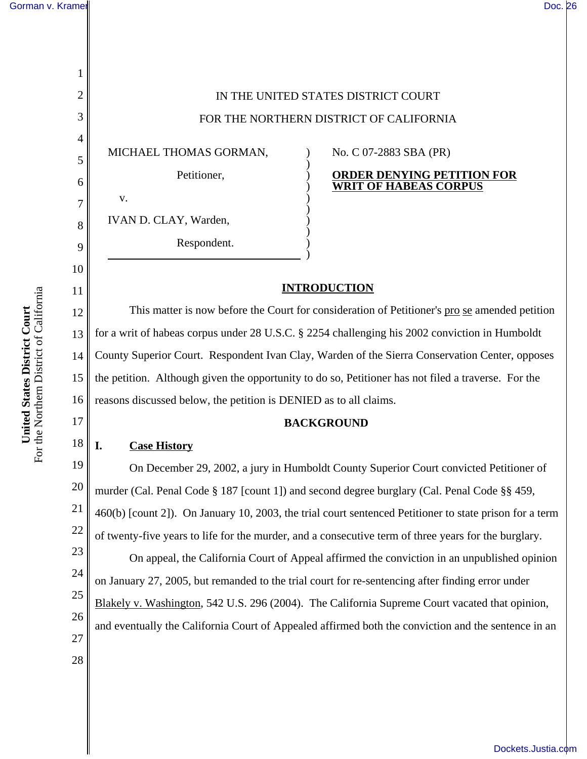IN THE UNITED STATES DISTRICT COURT

FOR THE NORTHERN DISTRICT OF CALIFORNIA

| | | |
|---|---|---|
| MICHAEL THOMAS GORMAN,<br><br>Petitioner,<br><br>v.<br><br>IVAN D. CLAY, Warden,<br><br>Respondent. | ) | No. C 07-2883 SBA (PR)<br><br>**ORDER DENYING PETITION FOR WRIT OF HABEAS CORPUS** |

## INTRODUCTION

This matter is now before the Court for consideration of Petitioner's pro se amended petition for a writ of habeas corpus under 28 U.S.C. § 2254 challenging his 2002 conviction in Humboldt County Superior Court. Respondent Ivan Clay, Warden of the Sierra Conservation Center, opposes the petition. Although given the opportunity to do so, Petitioner has not filed a traverse. For the reasons discussed below, the petition is DENIED as to all claims.

## BACKGROUND

### I. Case History

On December 29, 2002, a jury in Humboldt County Superior Court convicted Petitioner of murder (Cal. Penal Code § 187 [count 1]) and second degree burglary (Cal. Penal Code §§ 459, 460(b) [count 2]). On January 10, 2003, the trial court sentenced Petitioner to state prison for a term of twenty-five years to life for the murder, and a consecutive term of three years for the burglary.

On appeal, the California Court of Appeal affirmed the conviction in an unpublished opinion on January 27, 2005, but remanded to the trial court for re-sentencing after finding error under Blakely v. Washington, 542 U.S. 296 (2004). The California Supreme Court vacated that opinion, and eventually the California Court of Appealed affirmed both the conviction and the sentence in an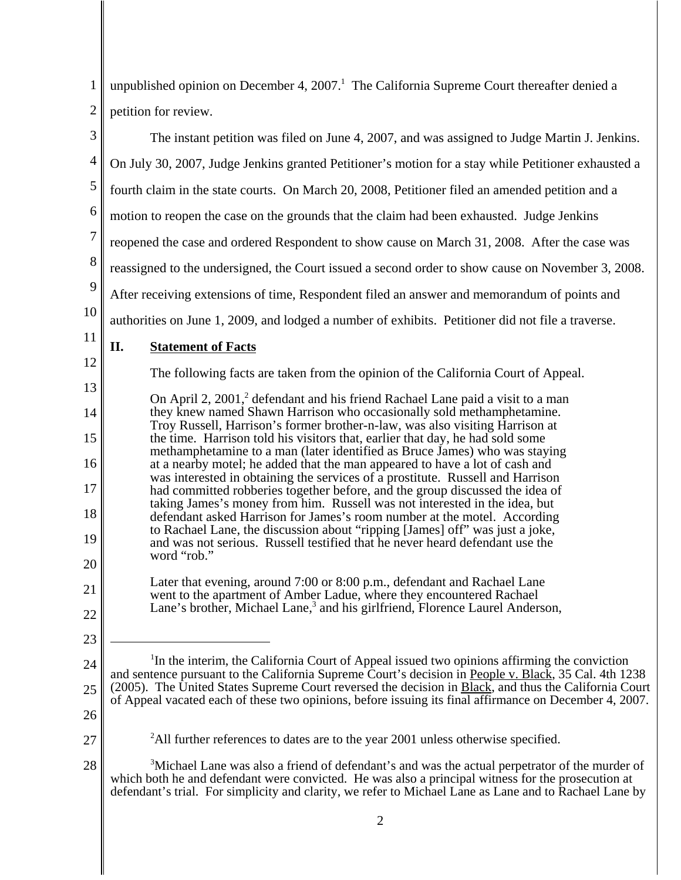unpublished opinion on December 4, 2007.[1] The California Supreme Court thereafter denied a petition for review.

The instant petition was filed on June 4, 2007, and was assigned to Judge Martin J. Jenkins. On July 30, 2007, Judge Jenkins granted Petitioner's motion for a stay while Petitioner exhausted a fourth claim in the state courts. On March 20, 2008, Petitioner filed an amended petition and a motion to reopen the case on the grounds that the claim had been exhausted. Judge Jenkins reopened the case and ordered Respondent to show cause on March 31, 2008. After the case was reassigned to the undersigned, the Court issued a second order to show cause on November 3, 2008. After receiving extensions of time, Respondent filed an answer and memorandum of points and authorities on June 1, 2009, and lodged a number of exhibits. Petitioner did not file a traverse.

## II. Statement of Facts

The following facts are taken from the opinion of the California Court of Appeal.

> On April 2, 2001,[2] defendant and his friend Rachael Lane paid a visit to a man they knew named Shawn Harrison who occasionally sold methamphetamine. Troy Russell, Harrison's former brother-n-law, was also visiting Harrison at the time. Harrison told his visitors that, earlier that day, he had sold some methamphetamine to a man (later identified as Bruce James) who was staying at a nearby motel; he added that the man appeared to have a lot of cash and was interested in obtaining the services of a prostitute. Russell and Harrison had committed robberies together before, and the group discussed the idea of taking James's money from him. Russell was not interested in the idea, but defendant asked Harrison for James's room number at the motel. According to Rachael Lane, the discussion about "ripping [James] off" was just a joke, and was not serious. Russell testified that he never heard defendant use the word "rob."
>
> Later that evening, around 7:00 or 8:00 p.m., defendant and Rachael Lane went to the apartment of Amber Ladue, where they encountered Rachael Lane's brother, Michael Lane,[3] and his girlfriend, Florence Laurel Anderson,

---

[1] In the interim, the California Court of Appeal issued two opinions affirming the conviction and sentence pursuant to the California Supreme Court's decision in People v. Black, 35 Cal. 4th 1238 (2005). The United States Supreme Court reversed the decision in Black, and thus the California Court of Appeal vacated each of these two opinions, before issuing its final affirmance on December 4, 2007.

[2] All further references to dates are to the year 2001 unless otherwise specified.

[3] Michael Lane was also a friend of defendant's and was the actual perpetrator of the murder of which both he and defendant were convicted. He was also a principal witness for the prosecution at defendant's trial. For simplicity and clarity, we refer to Michael Lane as Lane and to Rachael Lane by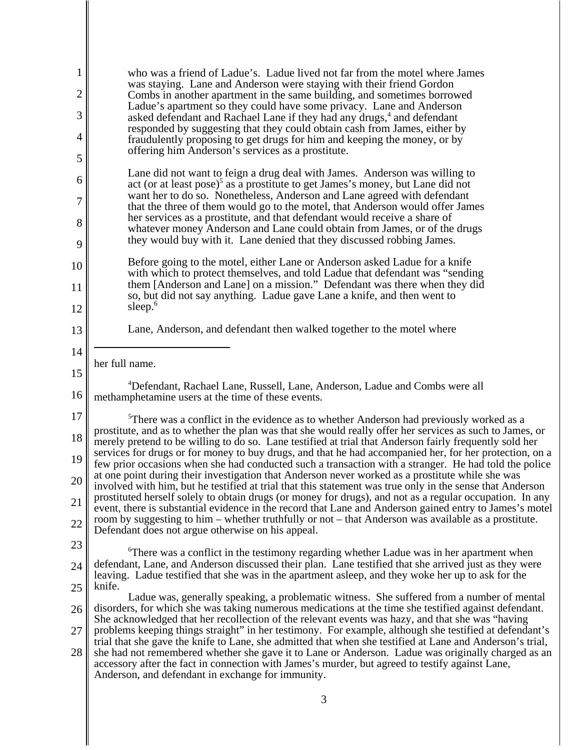who was a friend of Ladue's. Ladue lived not far from the motel where James was staying. Lane and Anderson were staying with their friend Gordon Combs in another apartment in the same building, and sometimes borrowed Ladue's apartment so they could have some privacy. Lane and Anderson asked defendant and Rachael Lane if they had any drugs,[4] and defendant responded by suggesting that they could obtain cash from James, either by fraudulently proposing to get drugs for him and keeping the money, or by offering him Anderson's services as a prostitute.

Lane did not want to feign a drug deal with James. Anderson was willing to act (or at least pose)[5] as a prostitute to get James's money, but Lane did not want her to do so. Nonetheless, Anderson and Lane agreed with defendant that the three of them would go to the motel, that Anderson would offer James her services as a prostitute, and that defendant would receive a share of whatever money Anderson and Lane could obtain from James, or of the drugs they would buy with it. Lane denied that they discussed robbing James.

Before going to the motel, either Lane or Anderson asked Ladue for a knife with which to protect themselves, and told Ladue that defendant was "sending them [Anderson and Lane] on a mission." Defendant was there when they did so, but did not say anything. Ladue gave Lane a knife, and then went to sleep.[6]

Lane, Anderson, and defendant then walked together to the motel where

---

her full name.

[4]Defendant, Rachael Lane, Russell, Lane, Anderson, Ladue and Combs were all methamphetamine users at the time of these events.

[5]There was a conflict in the evidence as to whether Anderson had previously worked as a prostitute, and as to whether the plan was that she would really offer her services as such to James, or merely pretend to be willing to do so. Lane testified at trial that Anderson fairly frequently sold her services for drugs or for money to buy drugs, and that he had accompanied her, for her protection, on a few prior occasions when she had conducted such a transaction with a stranger. He had told the police at one point during their investigation that Anderson never worked as a prostitute while she was involved with him, but he testified at trial that this statement was true only in the sense that Anderson prostituted herself solely to obtain drugs (or money for drugs), and not as a regular occupation. In any event, there is substantial evidence in the record that Lane and Anderson gained entry to James's motel room by suggesting to him – whether truthfully or not – that Anderson was available as a prostitute. Defendant does not argue otherwise on his appeal.

[6]There was a conflict in the testimony regarding whether Ladue was in her apartment when defendant, Lane, and Anderson discussed their plan. Lane testified that she arrived just as they were leaving. Ladue testified that she was in the apartment asleep, and they woke her up to ask for the knife.

Ladue was, generally speaking, a problematic witness. She suffered from a number of mental disorders, for which she was taking numerous medications at the time she testified against defendant. She acknowledged that her recollection of the relevant events was hazy, and that she was "having problems keeping things straight" in her testimony. For example, although she testified at defendant's trial that she gave the knife to Lane, she admitted that when she testified at Lane and Anderson's trial, she had not remembered whether she gave it to Lane or Anderson. Ladue was originally charged as an accessory after the fact in connection with James's murder, but agreed to testify against Lane, Anderson, and defendant in exchange for immunity.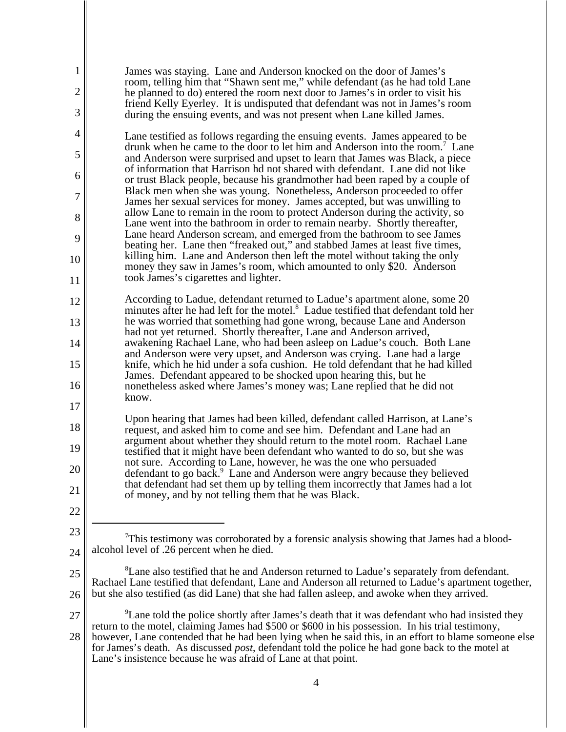James was staying. Lane and Anderson knocked on the door of James's room, telling him that "Shawn sent me," while defendant (as he had told Lane he planned to do) entered the room next door to James's in order to visit his friend Kelly Eyerley. It is undisputed that defendant was not in James's room during the ensuing events, and was not present when Lane killed James.

Lane testified as follows regarding the ensuing events. James appeared to be drunk when he came to the door to let him and Anderson into the room.[7] Lane and Anderson were surprised and upset to learn that James was Black, a piece of information that Harrison hd not shared with defendant. Lane did not like or trust Black people, because his grandmother had been raped by a couple of Black men when she was young. Nonetheless, Anderson proceeded to offer James her sexual services for money. James accepted, but was unwilling to allow Lane to remain in the room to protect Anderson during the activity, so Lane went into the bathroom in order to remain nearby. Shortly thereafter, Lane heard Anderson scream, and emerged from the bathroom to see James beating her. Lane then "freaked out," and stabbed James at least five times, killing him. Lane and Anderson then left the motel without taking the only money they saw in James's room, which amounted to only $20. Anderson took James's cigarettes and lighter.

According to Ladue, defendant returned to Ladue's apartment alone, some 20 minutes after he had left for the motel.[8] Ladue testified that defendant told her he was worried that something had gone wrong, because Lane and Anderson had not yet returned. Shortly thereafter, Lane and Anderson arrived, awakening Rachael Lane, who had been asleep on Ladue's couch. Both Lane and Anderson were very upset, and Anderson was crying. Lane had a large knife, which he hid under a sofa cushion. He told defendant that he had killed James. Defendant appeared to be shocked upon hearing this, but he nonetheless asked where James's money was; Lane replied that he did not know.

Upon hearing that James had been killed, defendant called Harrison, at Lane's request, and asked him to come and see him. Defendant and Lane had an argument about whether they should return to the motel room. Rachael Lane testified that it might have been defendant who wanted to do so, but she was not sure. According to Lane, however, he was the one who persuaded defendant to go back.[9] Lane and Anderson were angry because they believed that defendant had set them up by telling them incorrectly that James had a lot of money, and by not telling them that he was Black.

---

[7] This testimony was corroborated by a forensic analysis showing that James had a blood-alcohol level of .26 percent when he died.

[8] Lane also testified that he and Anderson returned to Ladue's separately from defendant. Rachael Lane testified that defendant, Lane and Anderson all returned to Ladue's apartment together, but she also testified (as did Lane) that she had fallen asleep, and awoke when they arrived.

[9] Lane told the police shortly after James's death that it was defendant who had insisted they return to the motel, claiming James had $500 or $600 in his possession. In his trial testimony, however, Lane contended that he had been lying when he said this, in an effort to blame someone else for James's death. As discussed *post*, defendant told the police he had gone back to the motel at Lane's insistence because he was afraid of Lane at that point.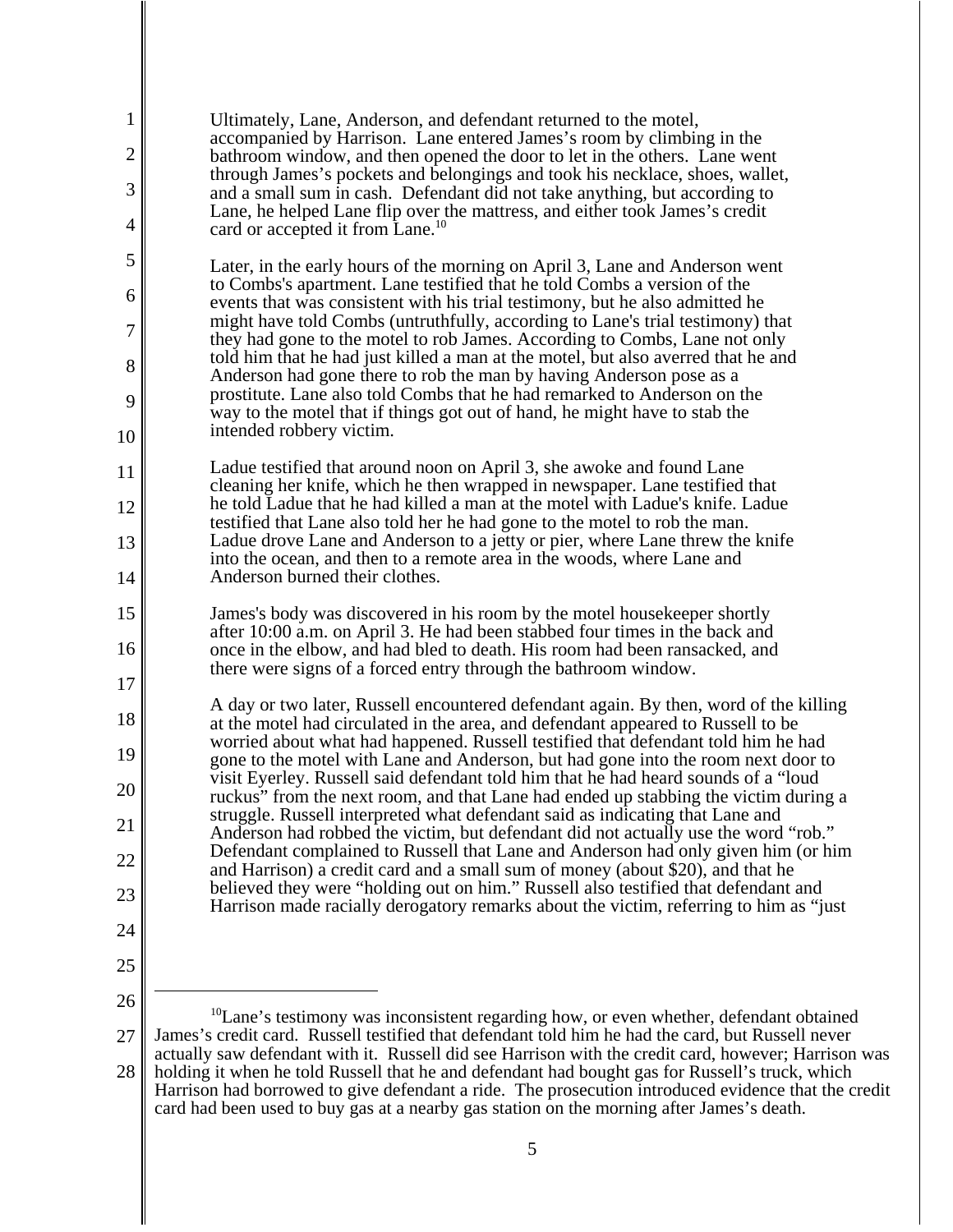Ultimately, Lane, Anderson, and defendant returned to the motel, accompanied by Harrison. Lane entered James's room by climbing in the bathroom window, and then opened the door to let in the others. Lane went through James's pockets and belongings and took his necklace, shoes, wallet, and a small sum in cash. Defendant did not take anything, but according to Lane, he helped Lane flip over the mattress, and either took James's credit card or accepted it from Lane.[10]

Later, in the early hours of the morning on April 3, Lane and Anderson went to Combs's apartment. Lane testified that he told Combs a version of the events that was consistent with his trial testimony, but he also admitted he might have told Combs (untruthfully, according to Lane's trial testimony) that they had gone to the motel to rob James. According to Combs, Lane not only told him that he had just killed a man at the motel, but also averred that he and Anderson had gone there to rob the man by having Anderson pose as a prostitute. Lane also told Combs that he had remarked to Anderson on the way to the motel that if things got out of hand, he might have to stab the intended robbery victim.

Ladue testified that around noon on April 3, she awoke and found Lane cleaning her knife, which he then wrapped in newspaper. Lane testified that he told Ladue that he had killed a man at the motel with Ladue's knife. Ladue testified that Lane also told her he had gone to the motel to rob the man. Ladue drove Lane and Anderson to a jetty or pier, where Lane threw the knife into the ocean, and then to a remote area in the woods, where Lane and Anderson burned their clothes.

James's body was discovered in his room by the motel housekeeper shortly after 10:00 a.m. on April 3. He had been stabbed four times in the back and once in the elbow, and had bled to death. His room had been ransacked, and there were signs of a forced entry through the bathroom window.

A day or two later, Russell encountered defendant again. By then, word of the killing at the motel had circulated in the area, and defendant appeared to Russell to be worried about what had happened. Russell testified that defendant told him he had gone to the motel with Lane and Anderson, but had gone into the room next door to visit Eyerley. Russell said defendant told him that he had heard sounds of a "loud ruckus" from the next room, and that Lane had ended up stabbing the victim during a struggle. Russell interpreted what defendant said as indicating that Lane and Anderson had robbed the victim, but defendant did not actually use the word "rob." Defendant complained to Russell that Lane and Anderson had only given him (or him and Harrison) a credit card and a small sum of money (about $20), and that he believed they were "holding out on him." Russell also testified that defendant and Harrison made racially derogatory remarks about the victim, referring to him as "just

[10] Lane's testimony was inconsistent regarding how, or even whether, defendant obtained James's credit card. Russell testified that defendant told him he had the card, but Russell never actually saw defendant with it. Russell did see Harrison with the credit card, however; Harrison was holding it when he told Russell that he and defendant had bought gas for Russell's truck, which Harrison had borrowed to give defendant a ride. The prosecution introduced evidence that the credit card had been used to buy gas at a nearby gas station on the morning after James's death.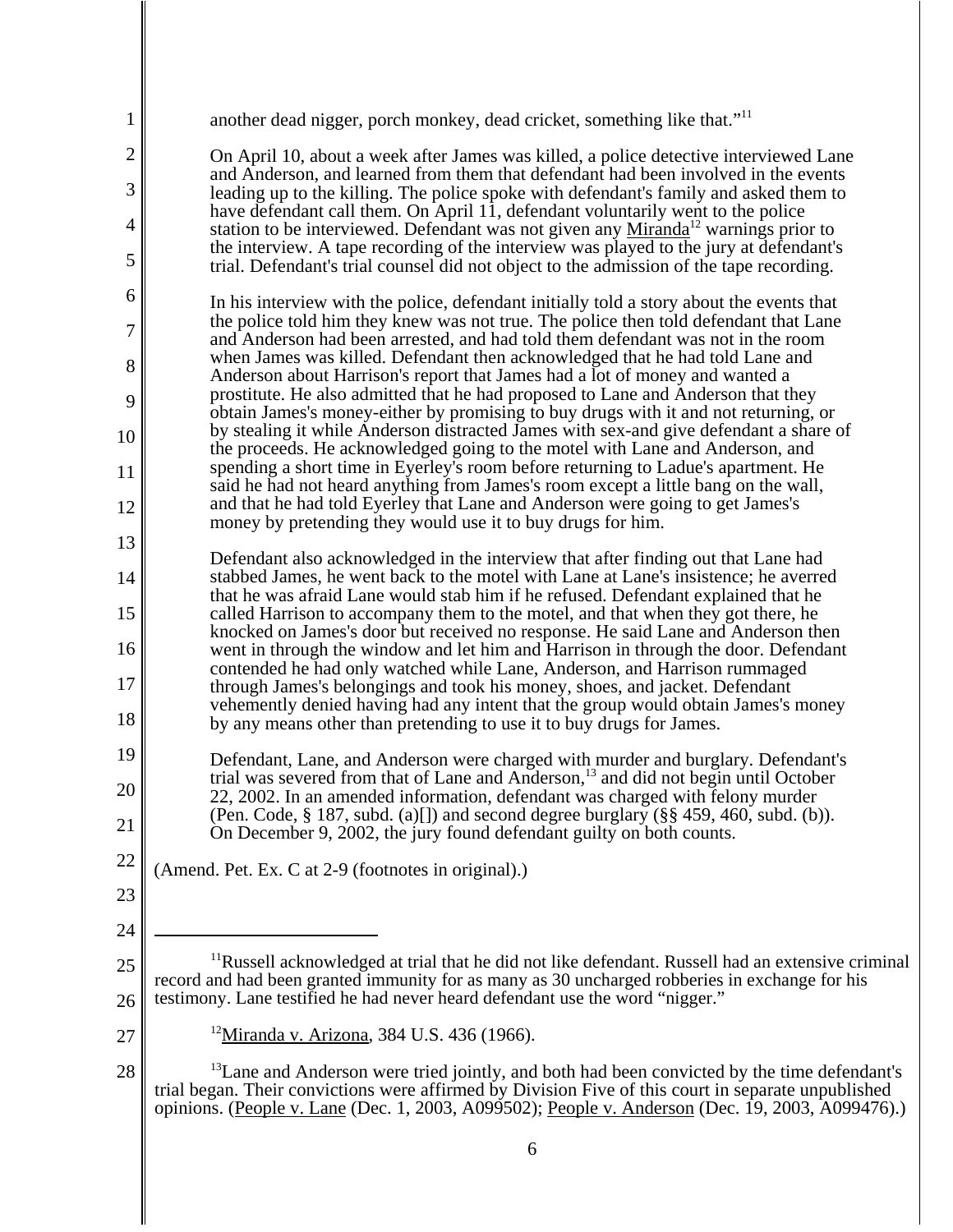another dead nigger, porch monkey, dead cricket, something like that."[11]

On April 10, about a week after James was killed, a police detective interviewed Lane and Anderson, and learned from them that defendant had been involved in the events leading up to the killing. The police spoke with defendant's family and asked them to have defendant call them. On April 11, defendant voluntarily went to the police station to be interviewed. Defendant was not given any Miranda[12] warnings prior to the interview. A tape recording of the interview was played to the jury at defendant's trial. Defendant's trial counsel did not object to the admission of the tape recording.

In his interview with the police, defendant initially told a story about the events that the police told him they knew was not true. The police then told defendant that Lane and Anderson had been arrested, and had told them defendant was not in the room when James was killed. Defendant then acknowledged that he had told Lane and Anderson about Harrison's report that James had a lot of money and wanted a prostitute. He also admitted that he had proposed to Lane and Anderson that they obtain James's money-either by promising to buy drugs with it and not returning, or by stealing it while Anderson distracted James with sex-and give defendant a share of the proceeds. He acknowledged going to the motel with Lane and Anderson, and spending a short time in Eyerley's room before returning to Ladue's apartment. He said he had not heard anything from James's room except a little bang on the wall, and that he had told Eyerley that Lane and Anderson were going to get James's money by pretending they would use it to buy drugs for him.

Defendant also acknowledged in the interview that after finding out that Lane had stabbed James, he went back to the motel with Lane at Lane's insistence; he averred that he was afraid Lane would stab him if he refused. Defendant explained that he called Harrison to accompany them to the motel, and that when they got there, he knocked on James's door but received no response. He said Lane and Anderson then went in through the window and let him and Harrison in through the door. Defendant contended he had only watched while Lane, Anderson, and Harrison rummaged through James's belongings and took his money, shoes, and jacket. Defendant vehemently denied having had any intent that the group would obtain James's money by any means other than pretending to use it to buy drugs for James.

Defendant, Lane, and Anderson were charged with murder and burglary. Defendant's trial was severed from that of Lane and Anderson,[13] and did not begin until October 22, 2002. In an amended information, defendant was charged with felony murder (Pen. Code, § 187, subd. (a)[]) and second degree burglary (§§ 459, 460, subd. (b)). On December 9, 2002, the jury found defendant guilty on both counts.

(Amend. Pet. Ex. C at 2-9 (footnotes in original).)

---

[11] Russell acknowledged at trial that he did not like defendant. Russell had an extensive criminal record and had been granted immunity for as many as 30 uncharged robberies in exchange for his testimony. Lane testified he had never heard defendant use the word "nigger."

[12] Miranda v. Arizona, 384 U.S. 436 (1966).

[13] Lane and Anderson were tried jointly, and both had been convicted by the time defendant's trial began. Their convictions were affirmed by Division Five of this court in separate unpublished opinions. (People v. Lane (Dec. 1, 2003, A099502); People v. Anderson (Dec. 19, 2003, A099476).)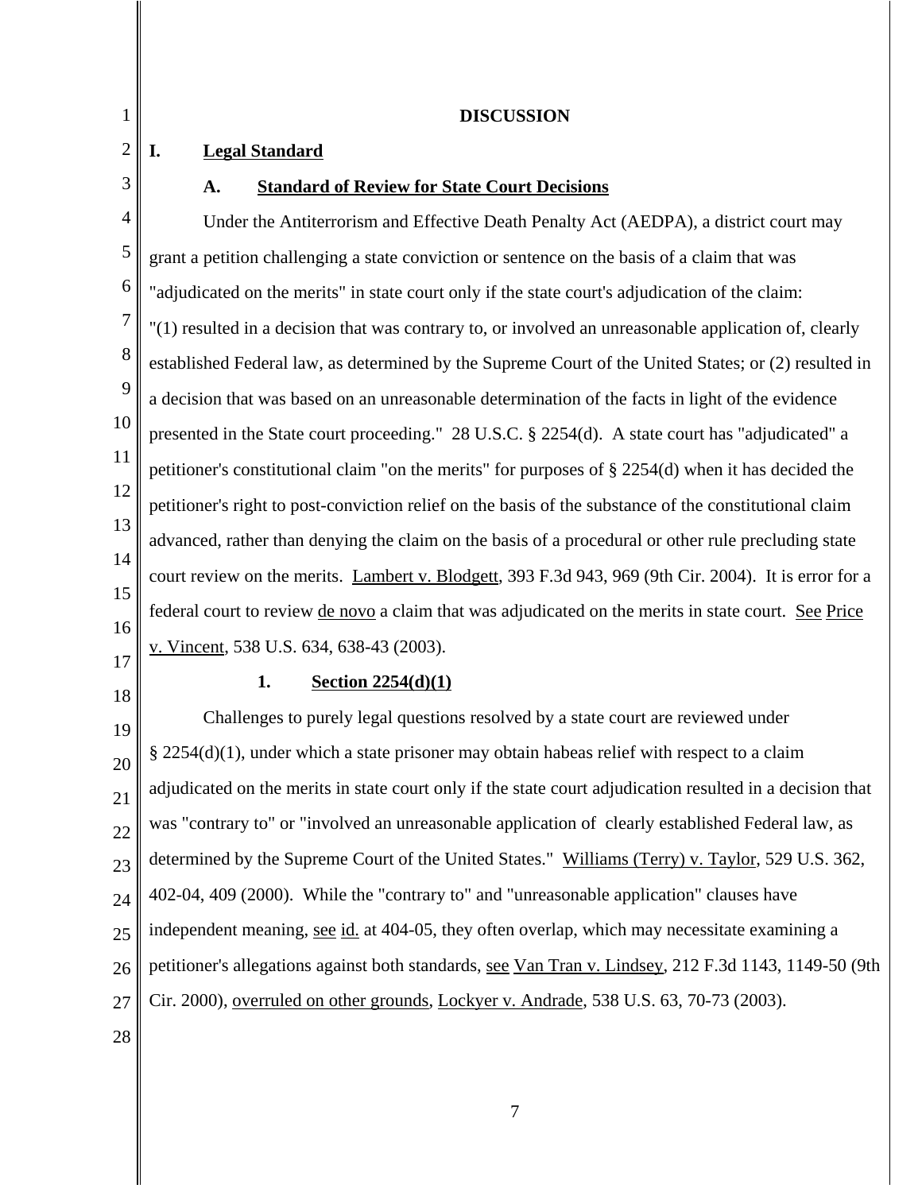## DISCUSSION

### I. Legal Standard

#### A. Standard of Review for State Court Decisions

Under the Antiterrorism and Effective Death Penalty Act (AEDPA), a district court may grant a petition challenging a state conviction or sentence on the basis of a claim that was "adjudicated on the merits" in state court only if the state court's adjudication of the claim: "(1) resulted in a decision that was contrary to, or involved an unreasonable application of, clearly established Federal law, as determined by the Supreme Court of the United States; or (2) resulted in a decision that was based on an unreasonable determination of the facts in light of the evidence presented in the State court proceeding." 28 U.S.C. § 2254(d). A state court has "adjudicated" a petitioner's constitutional claim "on the merits" for purposes of § 2254(d) when it has decided the petitioner's right to post-conviction relief on the basis of the substance of the constitutional claim advanced, rather than denying the claim on the basis of a procedural or other rule precluding state court review on the merits. Lambert v. Blodgett, 393 F.3d 943, 969 (9th Cir. 2004). It is error for a federal court to review de novo a claim that was adjudicated on the merits in state court. See Price v. Vincent, 538 U.S. 634, 638-43 (2003).

##### 1. Section 2254(d)(1)

Challenges to purely legal questions resolved by a state court are reviewed under § 2254(d)(1), under which a state prisoner may obtain habeas relief with respect to a claim adjudicated on the merits in state court only if the state court adjudication resulted in a decision that was "contrary to" or "involved an unreasonable application of clearly established Federal law, as determined by the Supreme Court of the United States." Williams (Terry) v. Taylor, 529 U.S. 362, 402-04, 409 (2000). While the "contrary to" and "unreasonable application" clauses have independent meaning, see id. at 404-05, they often overlap, which may necessitate examining a petitioner's allegations against both standards, see Van Tran v. Lindsey, 212 F.3d 1143, 1149-50 (9th Cir. 2000), overruled on other grounds, Lockyer v. Andrade, 538 U.S. 63, 70-73 (2003).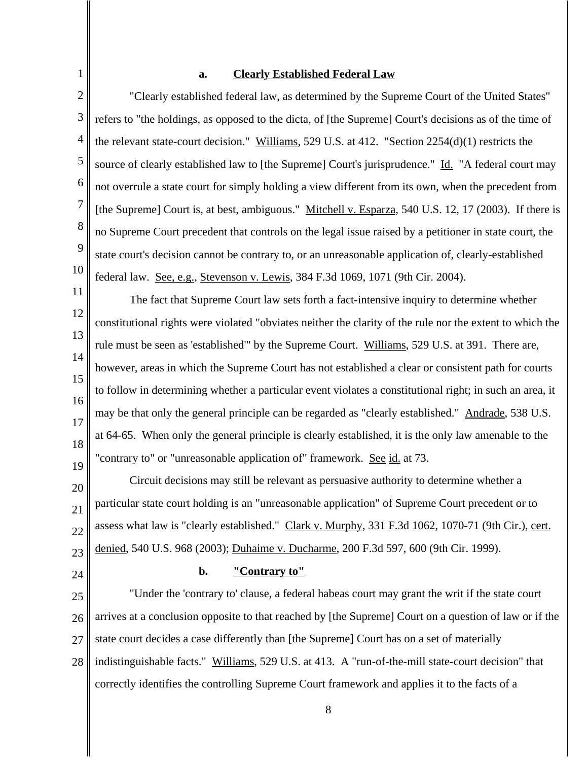### a. Clearly Established Federal Law

"Clearly established federal law, as determined by the Supreme Court of the United States" refers to "the holdings, as opposed to the dicta, of [the Supreme] Court's decisions as of the time of the relevant state-court decision." Williams, 529 U.S. at 412. "Section 2254(d)(1) restricts the source of clearly established law to [the Supreme] Court's jurisprudence." Id. "A federal court may not overrule a state court for simply holding a view different from its own, when the precedent from [the Supreme] Court is, at best, ambiguous." Mitchell v. Esparza, 540 U.S. 12, 17 (2003). If there is no Supreme Court precedent that controls on the legal issue raised by a petitioner in state court, the state court's decision cannot be contrary to, or an unreasonable application of, clearly-established federal law. See, e.g., Stevenson v. Lewis, 384 F.3d 1069, 1071 (9th Cir. 2004).

The fact that Supreme Court law sets forth a fact-intensive inquiry to determine whether constitutional rights were violated "obviates neither the clarity of the rule nor the extent to which the rule must be seen as 'established'" by the Supreme Court. Williams, 529 U.S. at 391. There are, however, areas in which the Supreme Court has not established a clear or consistent path for courts to follow in determining whether a particular event violates a constitutional right; in such an area, it may be that only the general principle can be regarded as "clearly established." Andrade, 538 U.S. at 64-65. When only the general principle is clearly established, it is the only law amenable to the "contrary to" or "unreasonable application of" framework. See id. at 73.

Circuit decisions may still be relevant as persuasive authority to determine whether a particular state court holding is an "unreasonable application" of Supreme Court precedent or to assess what law is "clearly established." Clark v. Murphy, 331 F.3d 1062, 1070-71 (9th Cir.), cert. denied, 540 U.S. 968 (2003); Duhaime v. Ducharme, 200 F.3d 597, 600 (9th Cir. 1999).

### b. "Contrary to"

"Under the 'contrary to' clause, a federal habeas court may grant the writ if the state court arrives at a conclusion opposite to that reached by [the Supreme] Court on a question of law or if the state court decides a case differently than [the Supreme] Court has on a set of materially indistinguishable facts." Williams, 529 U.S. at 413. A "run-of-the-mill state-court decision" that correctly identifies the controlling Supreme Court framework and applies it to the facts of a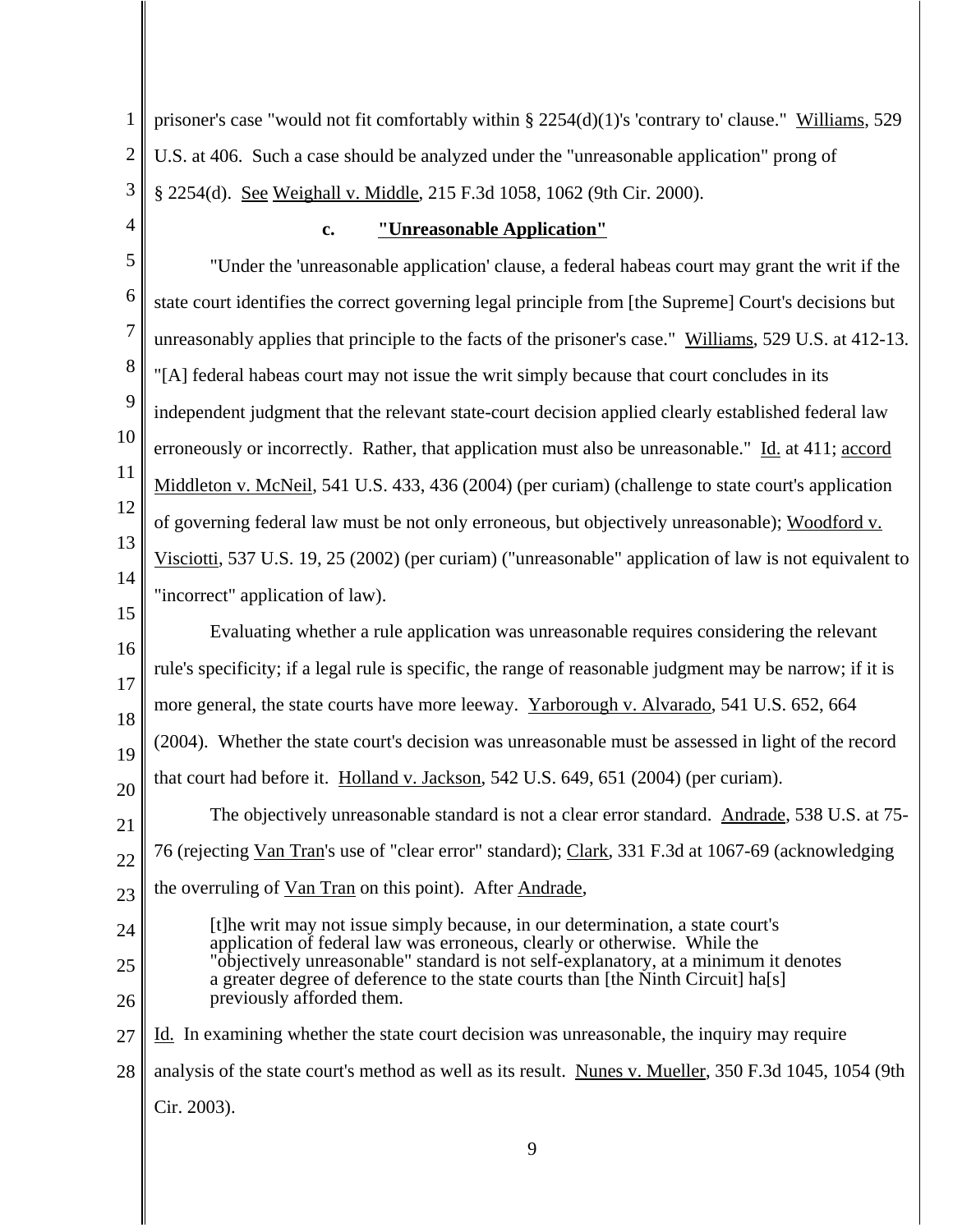prisoner's case "would not fit comfortably within § 2254(d)(1)'s 'contrary to' clause." Williams, 529 U.S. at 406. Such a case should be analyzed under the "unreasonable application" prong of § 2254(d). See Weighall v. Middle, 215 F.3d 1058, 1062 (9th Cir. 2000).

### c. "Unreasonable Application"

"Under the 'unreasonable application' clause, a federal habeas court may grant the writ if the state court identifies the correct governing legal principle from [the Supreme] Court's decisions but unreasonably applies that principle to the facts of the prisoner's case." Williams, 529 U.S. at 412-13. "[A] federal habeas court may not issue the writ simply because that court concludes in its independent judgment that the relevant state-court decision applied clearly established federal law erroneously or incorrectly. Rather, that application must also be unreasonable." Id. at 411; accord Middleton v. McNeil, 541 U.S. 433, 436 (2004) (per curiam) (challenge to state court's application of governing federal law must be not only erroneous, but objectively unreasonable); Woodford v. Visciotti, 537 U.S. 19, 25 (2002) (per curiam) ("unreasonable" application of law is not equivalent to "incorrect" application of law).

Evaluating whether a rule application was unreasonable requires considering the relevant rule's specificity; if a legal rule is specific, the range of reasonable judgment may be narrow; if it is more general, the state courts have more leeway. Yarborough v. Alvarado, 541 U.S. 652, 664 (2004). Whether the state court's decision was unreasonable must be assessed in light of the record that court had before it. Holland v. Jackson, 542 U.S. 649, 651 (2004) (per curiam).

The objectively unreasonable standard is not a clear error standard. Andrade, 538 U.S. at 75-76 (rejecting Van Tran's use of "clear error" standard); Clark, 331 F.3d at 1067-69 (acknowledging the overruling of Van Tran on this point). After Andrade,

> [t]he writ may not issue simply because, in our determination, a state court's application of federal law was erroneous, clearly or otherwise. While the "objectively unreasonable" standard is not self-explanatory, at a minimum it denotes a greater degree of deference to the state courts than [the Ninth Circuit] ha[s] previously afforded them.

Id. In examining whether the state court decision was unreasonable, the inquiry may require analysis of the state court's method as well as its result. Nunes v. Mueller, 350 F.3d 1045, 1054 (9th Cir. 2003).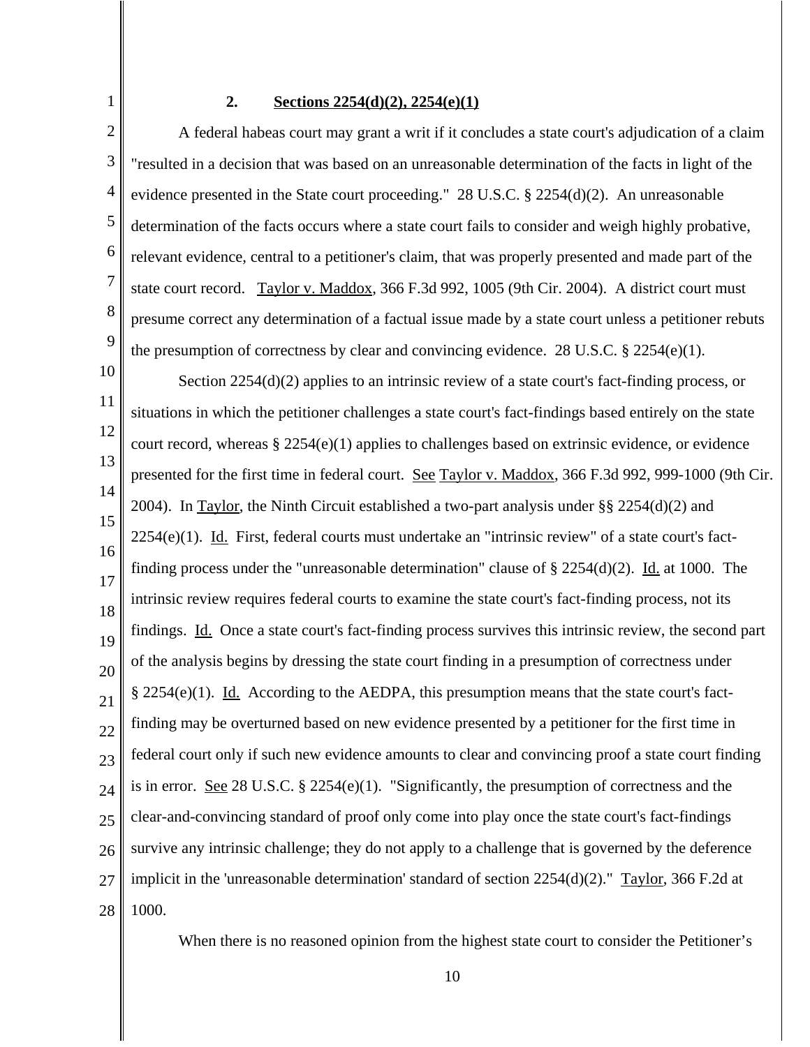### 2. Sections 2254(d)(2), 2254(e)(1)

A federal habeas court may grant a writ if it concludes a state court's adjudication of a claim "resulted in a decision that was based on an unreasonable determination of the facts in light of the evidence presented in the State court proceeding." 28 U.S.C. § 2254(d)(2). An unreasonable determination of the facts occurs where a state court fails to consider and weigh highly probative, relevant evidence, central to a petitioner's claim, that was properly presented and made part of the state court record. Taylor v. Maddox, 366 F.3d 992, 1005 (9th Cir. 2004). A district court must presume correct any determination of a factual issue made by a state court unless a petitioner rebuts the presumption of correctness by clear and convincing evidence. 28 U.S.C. § 2254(e)(1).

Section 2254(d)(2) applies to an intrinsic review of a state court's fact-finding process, or situations in which the petitioner challenges a state court's fact-findings based entirely on the state court record, whereas § 2254(e)(1) applies to challenges based on extrinsic evidence, or evidence presented for the first time in federal court. See Taylor v. Maddox, 366 F.3d 992, 999-1000 (9th Cir. 2004). In Taylor, the Ninth Circuit established a two-part analysis under §§ 2254(d)(2) and 2254(e)(1). Id. First, federal courts must undertake an "intrinsic review" of a state court's fact-finding process under the "unreasonable determination" clause of § 2254(d)(2). Id. at 1000. The intrinsic review requires federal courts to examine the state court's fact-finding process, not its findings. Id. Once a state court's fact-finding process survives this intrinsic review, the second part of the analysis begins by dressing the state court finding in a presumption of correctness under § 2254(e)(1). Id. According to the AEDPA, this presumption means that the state court's fact-finding may be overturned based on new evidence presented by a petitioner for the first time in federal court only if such new evidence amounts to clear and convincing proof a state court finding is in error. See 28 U.S.C. § 2254(e)(1). "Significantly, the presumption of correctness and the clear-and-convincing standard of proof only come into play once the state court's fact-findings survive any intrinsic challenge; they do not apply to a challenge that is governed by the deference implicit in the 'unreasonable determination' standard of section 2254(d)(2)." Taylor, 366 F.2d at 1000.

When there is no reasoned opinion from the highest state court to consider the Petitioner's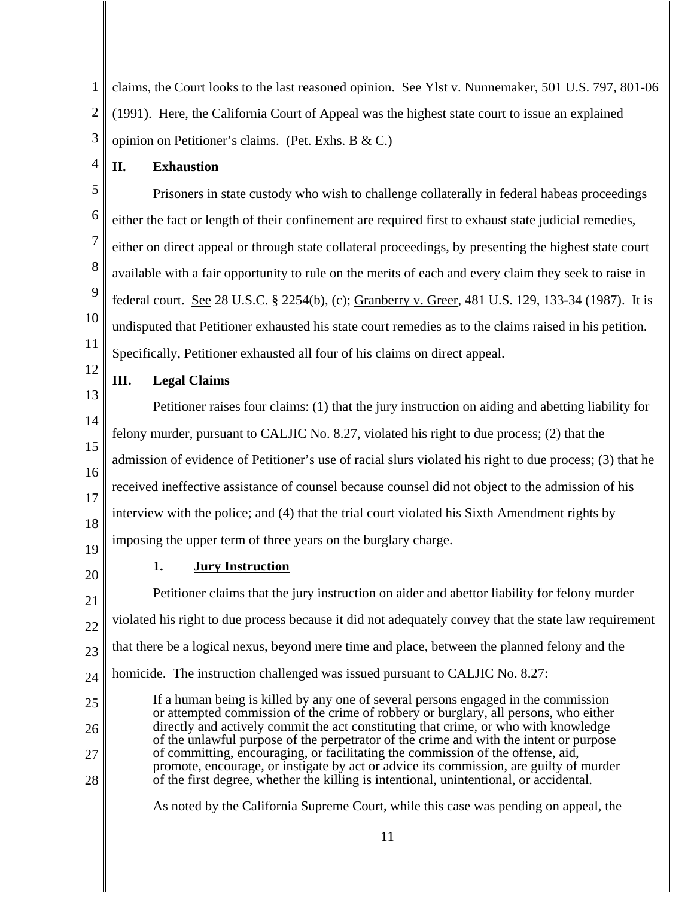claims, the Court looks to the last reasoned opinion. See Ylst v. Nunnemaker, 501 U.S. 797, 801-06 (1991). Here, the California Court of Appeal was the highest state court to issue an explained opinion on Petitioner's claims. (Pet. Exhs. B & C.)

## II. Exhaustion

Prisoners in state custody who wish to challenge collaterally in federal habeas proceedings either the fact or length of their confinement are required first to exhaust state judicial remedies, either on direct appeal or through state collateral proceedings, by presenting the highest state court available with a fair opportunity to rule on the merits of each and every claim they seek to raise in federal court. See 28 U.S.C. § 2254(b), (c); Granberry v. Greer, 481 U.S. 129, 133-34 (1987). It is undisputed that Petitioner exhausted his state court remedies as to the claims raised in his petition. Specifically, Petitioner exhausted all four of his claims on direct appeal.

## III. Legal Claims

Petitioner raises four claims: (1) that the jury instruction on aiding and abetting liability for felony murder, pursuant to CALJIC No. 8.27, violated his right to due process; (2) that the admission of evidence of Petitioner's use of racial slurs violated his right to due process; (3) that he received ineffective assistance of counsel because counsel did not object to the admission of his interview with the police; and (4) that the trial court violated his Sixth Amendment rights by imposing the upper term of three years on the burglary charge.

### 1. Jury Instruction

Petitioner claims that the jury instruction on aider and abettor liability for felony murder violated his right to due process because it did not adequately convey that the state law requirement that there be a logical nexus, beyond mere time and place, between the planned felony and the homicide. The instruction challenged was issued pursuant to CALJIC No. 8.27:

> If a human being is killed by any one of several persons engaged in the commission or attempted commission of the crime of robbery or burglary, all persons, who either directly and actively commit the act constituting that crime, or who with knowledge of the unlawful purpose of the perpetrator of the crime and with the intent or purpose of committing, encouraging, or facilitating the commission of the offense, aid, promote, encourage, or instigate by act or advice its commission, are guilty of murder of the first degree, whether the killing is intentional, unintentional, or accidental.

As noted by the California Supreme Court, while this case was pending on appeal, the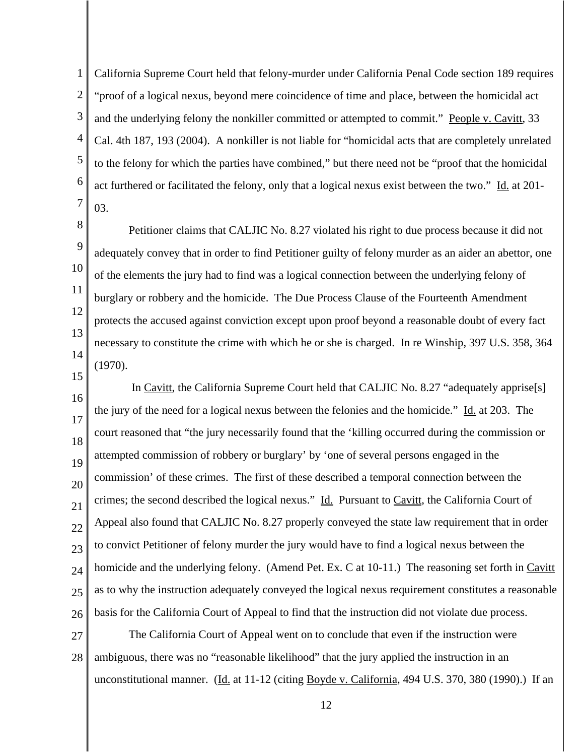California Supreme Court held that felony-murder under California Penal Code section 189 requires "proof of a logical nexus, beyond mere coincidence of time and place, between the homicidal act and the underlying felony the nonkiller committed or attempted to commit." People v. Cavitt, 33 Cal. 4th 187, 193 (2004). A nonkiller is not liable for "homicidal acts that are completely unrelated to the felony for which the parties have combined," but there need not be "proof that the homicidal act furthered or facilitated the felony, only that a logical nexus exist between the two." Id. at 201-03.

Petitioner claims that CALJIC No. 8.27 violated his right to due process because it did not adequately convey that in order to find Petitioner guilty of felony murder as an aider an abettor, one of the elements the jury had to find was a logical connection between the underlying felony of burglary or robbery and the homicide. The Due Process Clause of the Fourteenth Amendment protects the accused against conviction except upon proof beyond a reasonable doubt of every fact necessary to constitute the crime with which he or she is charged. In re Winship, 397 U.S. 358, 364 (1970).

In Cavitt, the California Supreme Court held that CALJIC No. 8.27 "adequately apprise[s] the jury of the need for a logical nexus between the felonies and the homicide." Id. at 203. The court reasoned that "the jury necessarily found that the 'killing occurred during the commission or attempted commission of robbery or burglary' by 'one of several persons engaged in the commission' of these crimes. The first of these described a temporal connection between the crimes; the second described the logical nexus." Id. Pursuant to Cavitt, the California Court of Appeal also found that CALJIC No. 8.27 properly conveyed the state law requirement that in order to convict Petitioner of felony murder the jury would have to find a logical nexus between the homicide and the underlying felony. (Amend Pet. Ex. C at 10-11.) The reasoning set forth in Cavitt as to why the instruction adequately conveyed the logical nexus requirement constitutes a reasonable basis for the California Court of Appeal to find that the instruction did not violate due process.

The California Court of Appeal went on to conclude that even if the instruction were ambiguous, there was no "reasonable likelihood" that the jury applied the instruction in an unconstitutional manner. (Id. at 11-12 (citing Boyde v. California, 494 U.S. 370, 380 (1990).) If an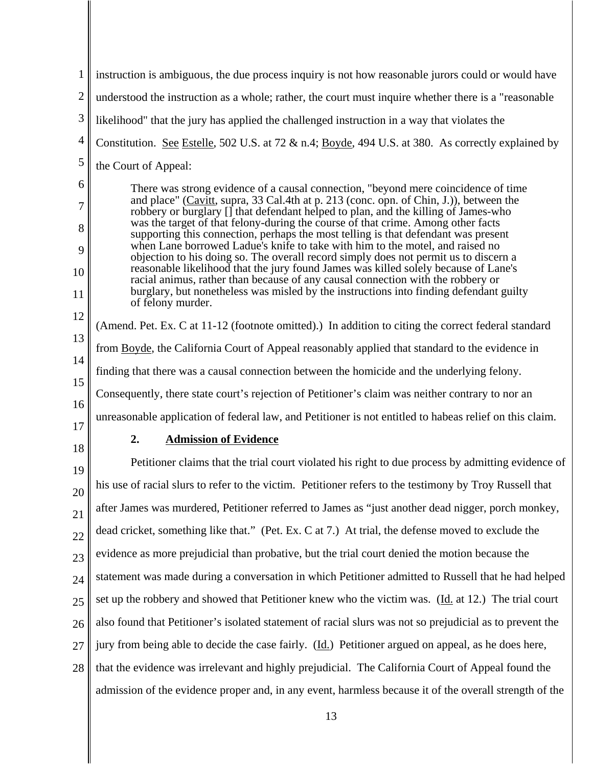instruction is ambiguous, the due process inquiry is not how reasonable jurors could or would have understood the instruction as a whole; rather, the court must inquire whether there is a "reasonable likelihood" that the jury has applied the challenged instruction in a way that violates the Constitution. See Estelle, 502 U.S. at 72 & n.4; Boyde, 494 U.S. at 380. As correctly explained by the Court of Appeal:

> There was strong evidence of a causal connection, "beyond mere coincidence of time and place" (Cavitt, supra, 33 Cal.4th at p. 213 (conc. opn. of Chin, J.)), between the robbery or burglary [] that defendant helped to plan, and the killing of James-who was the target of that felony-during the course of that crime. Among other facts supporting this connection, perhaps the most telling is that defendant was present when Lane borrowed Ladue's knife to take with him to the motel, and raised no objection to his doing so. The overall record simply does not permit us to discern a reasonable likelihood that the jury found James was killed solely because of Lane's racial animus, rather than because of any causal connection with the robbery or burglary, but nonetheless was misled by the instructions into finding defendant guilty of felony murder.

(Amend. Pet. Ex. C at 11-12 (footnote omitted).) In addition to citing the correct federal standard from Boyde, the California Court of Appeal reasonably applied that standard to the evidence in finding that there was a causal connection between the homicide and the underlying felony. Consequently, there state court's rejection of Petitioner's claim was neither contrary to nor an unreasonable application of federal law, and Petitioner is not entitled to habeas relief on this claim.

### 2. Admission of Evidence

Petitioner claims that the trial court violated his right to due process by admitting evidence of his use of racial slurs to refer to the victim. Petitioner refers to the testimony by Troy Russell that after James was murdered, Petitioner referred to James as "just another dead nigger, porch monkey, dead cricket, something like that." (Pet. Ex. C at 7.) At trial, the defense moved to exclude the evidence as more prejudicial than probative, but the trial court denied the motion because the statement was made during a conversation in which Petitioner admitted to Russell that he had helped set up the robbery and showed that Petitioner knew who the victim was. (Id. at 12.) The trial court also found that Petitioner's isolated statement of racial slurs was not so prejudicial as to prevent the jury from being able to decide the case fairly. (Id.) Petitioner argued on appeal, as he does here, that the evidence was irrelevant and highly prejudicial. The California Court of Appeal found the admission of the evidence proper and, in any event, harmless because it of the overall strength of the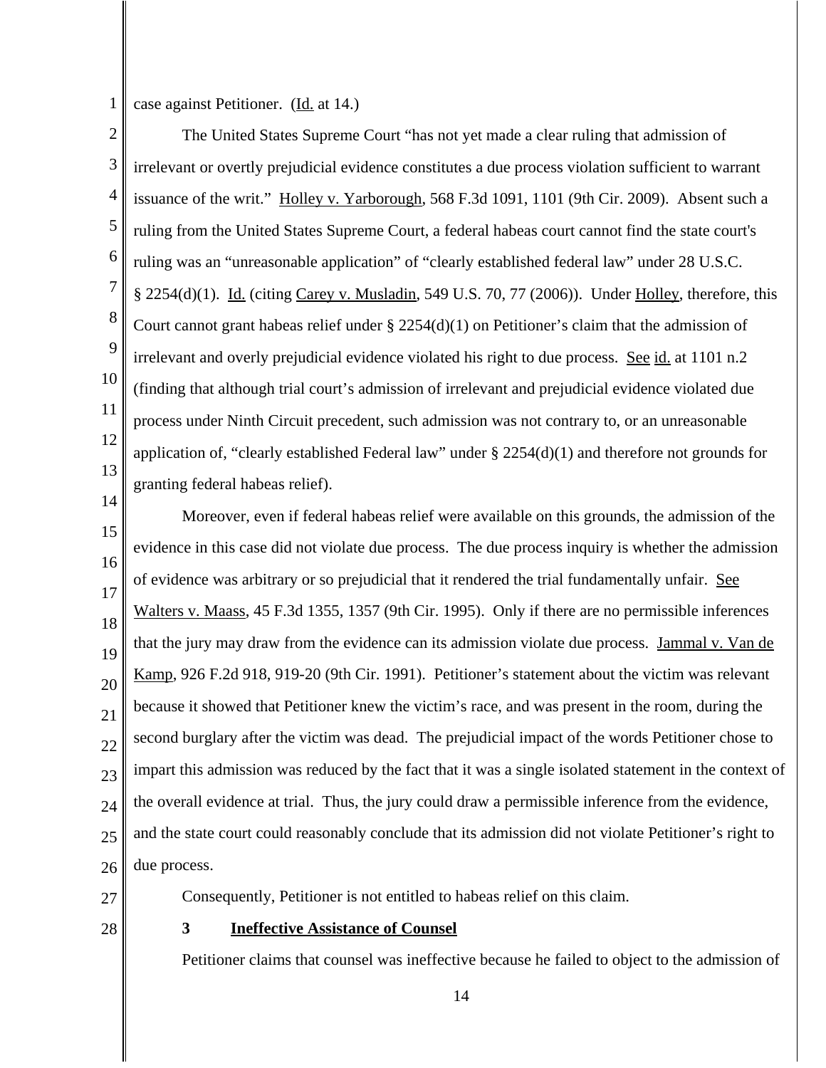case against Petitioner. (Id. at 14.)

The United States Supreme Court "has not yet made a clear ruling that admission of irrelevant or overtly prejudicial evidence constitutes a due process violation sufficient to warrant issuance of the writ." Holley v. Yarborough, 568 F.3d 1091, 1101 (9th Cir. 2009). Absent such a ruling from the United States Supreme Court, a federal habeas court cannot find the state court's ruling was an "unreasonable application" of "clearly established federal law" under 28 U.S.C. § 2254(d)(1). Id. (citing Carey v. Musladin, 549 U.S. 70, 77 (2006)). Under Holley, therefore, this Court cannot grant habeas relief under § 2254(d)(1) on Petitioner's claim that the admission of irrelevant and overly prejudicial evidence violated his right to due process. See id. at 1101 n.2 (finding that although trial court's admission of irrelevant and prejudicial evidence violated due process under Ninth Circuit precedent, such admission was not contrary to, or an unreasonable application of, "clearly established Federal law" under § 2254(d)(1) and therefore not grounds for granting federal habeas relief).

Moreover, even if federal habeas relief were available on this grounds, the admission of the evidence in this case did not violate due process. The due process inquiry is whether the admission of evidence was arbitrary or so prejudicial that it rendered the trial fundamentally unfair. See Walters v. Maass, 45 F.3d 1355, 1357 (9th Cir. 1995). Only if there are no permissible inferences that the jury may draw from the evidence can its admission violate due process. Jammal v. Van de Kamp, 926 F.2d 918, 919-20 (9th Cir. 1991). Petitioner's statement about the victim was relevant because it showed that Petitioner knew the victim's race, and was present in the room, during the second burglary after the victim was dead. The prejudicial impact of the words Petitioner chose to impart this admission was reduced by the fact that it was a single isolated statement in the context of the overall evidence at trial. Thus, the jury could draw a permissible inference from the evidence, and the state court could reasonably conclude that its admission did not violate Petitioner's right to due process.

Consequently, Petitioner is not entitled to habeas relief on this claim.

### 3 Ineffective Assistance of Counsel

Petitioner claims that counsel was ineffective because he failed to object to the admission of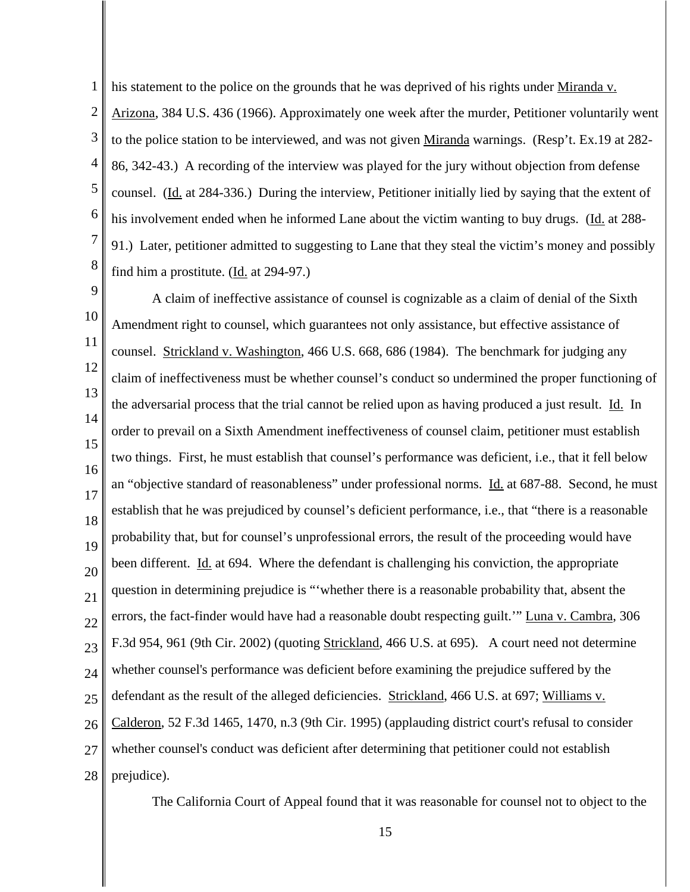his statement to the police on the grounds that he was deprived of his rights under Miranda v. Arizona, 384 U.S. 436 (1966). Approximately one week after the murder, Petitioner voluntarily went to the police station to be interviewed, and was not given Miranda warnings. (Resp't. Ex.19 at 282-86, 342-43.) A recording of the interview was played for the jury without objection from defense counsel. (Id. at 284-336.) During the interview, Petitioner initially lied by saying that the extent of his involvement ended when he informed Lane about the victim wanting to buy drugs. (Id. at 288-91.) Later, petitioner admitted to suggesting to Lane that they steal the victim's money and possibly find him a prostitute. (Id. at 294-97.)

A claim of ineffective assistance of counsel is cognizable as a claim of denial of the Sixth Amendment right to counsel, which guarantees not only assistance, but effective assistance of counsel. Strickland v. Washington, 466 U.S. 668, 686 (1984). The benchmark for judging any claim of ineffectiveness must be whether counsel's conduct so undermined the proper functioning of the adversarial process that the trial cannot be relied upon as having produced a just result. Id. In order to prevail on a Sixth Amendment ineffectiveness of counsel claim, petitioner must establish two things. First, he must establish that counsel's performance was deficient, i.e., that it fell below an "objective standard of reasonableness" under professional norms. Id. at 687-88. Second, he must establish that he was prejudiced by counsel's deficient performance, i.e., that "there is a reasonable probability that, but for counsel's unprofessional errors, the result of the proceeding would have been different. Id. at 694. Where the defendant is challenging his conviction, the appropriate question in determining prejudice is "'whether there is a reasonable probability that, absent the errors, the fact-finder would have had a reasonable doubt respecting guilt.'" Luna v. Cambra, 306 F.3d 954, 961 (9th Cir. 2002) (quoting Strickland, 466 U.S. at 695). A court need not determine whether counsel's performance was deficient before examining the prejudice suffered by the defendant as the result of the alleged deficiencies. Strickland, 466 U.S. at 697; Williams v. Calderon, 52 F.3d 1465, 1470, n.3 (9th Cir. 1995) (applauding district court's refusal to consider whether counsel's conduct was deficient after determining that petitioner could not establish prejudice).

The California Court of Appeal found that it was reasonable for counsel not to object to the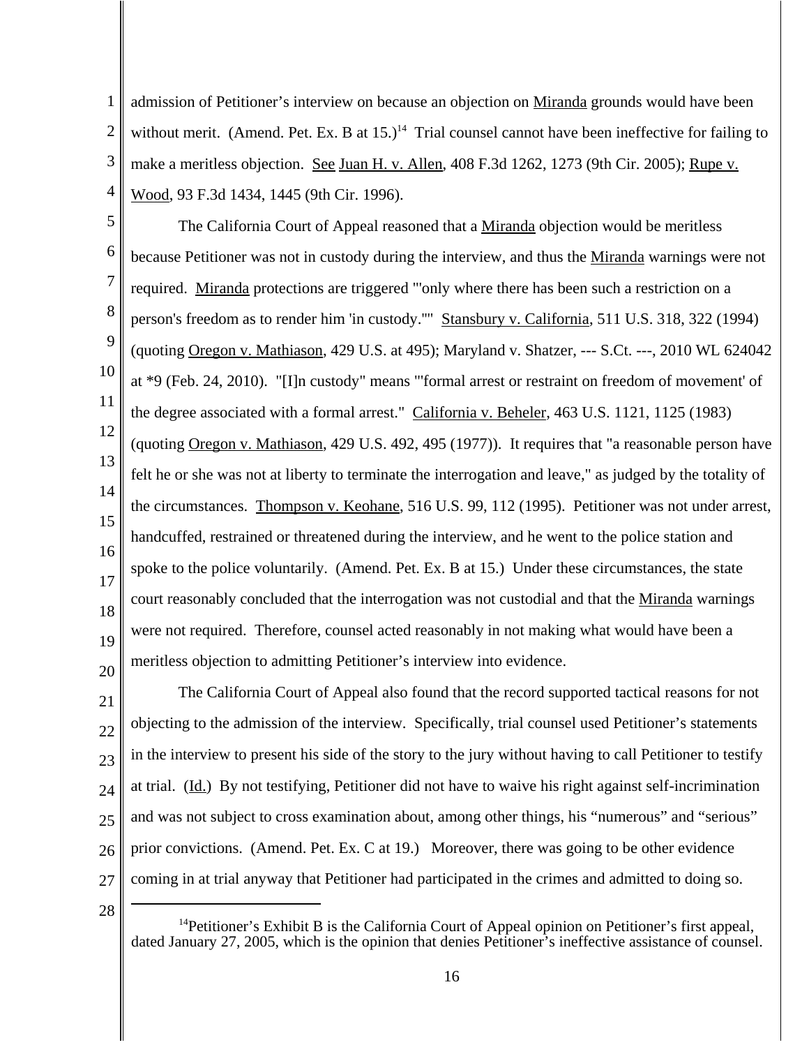admission of Petitioner's interview on because an objection on Miranda grounds would have been without merit. (Amend. Pet. Ex. B at 15.)[14] Trial counsel cannot have been ineffective for failing to make a meritless objection. See Juan H. v. Allen, 408 F.3d 1262, 1273 (9th Cir. 2005); Rupe v. Wood, 93 F.3d 1434, 1445 (9th Cir. 1996).

The California Court of Appeal reasoned that a Miranda objection would be meritless because Petitioner was not in custody during the interview, and thus the Miranda warnings were not required. Miranda protections are triggered "'only where there has been such a restriction on a person's freedom as to render him 'in custody.''" Stansbury v. California, 511 U.S. 318, 322 (1994) (quoting Oregon v. Mathiason, 429 U.S. at 495); Maryland v. Shatzer, --- S.Ct. ---, 2010 WL 624042 at *9 (Feb. 24, 2010). "[I]n custody" means "'formal arrest or restraint on freedom of movement' of the degree associated with a formal arrest." California v. Beheler, 463 U.S. 1121, 1125 (1983) (quoting Oregon v. Mathiason, 429 U.S. 492, 495 (1977)). It requires that "a reasonable person have felt he or she was not at liberty to terminate the interrogation and leave," as judged by the totality of the circumstances. Thompson v. Keohane, 516 U.S. 99, 112 (1995). Petitioner was not under arrest, handcuffed, restrained or threatened during the interview, and he went to the police station and spoke to the police voluntarily. (Amend. Pet. Ex. B at 15.) Under these circumstances, the state court reasonably concluded that the interrogation was not custodial and that the Miranda warnings were not required. Therefore, counsel acted reasonably in not making what would have been a meritless objection to admitting Petitioner's interview into evidence.

The California Court of Appeal also found that the record supported tactical reasons for not objecting to the admission of the interview. Specifically, trial counsel used Petitioner's statements in the interview to present his side of the story to the jury without having to call Petitioner to testify at trial. (Id.) By not testifying, Petitioner did not have to waive his right against self-incrimination and was not subject to cross examination about, among other things, his "numerous" and "serious" prior convictions. (Amend. Pet. Ex. C at 19.) Moreover, there was going to be other evidence coming in at trial anyway that Petitioner had participated in the crimes and admitted to doing so.

[14] Petitioner's Exhibit B is the California Court of Appeal opinion on Petitioner's first appeal, dated January 27, 2005, which is the opinion that denies Petitioner's ineffective assistance of counsel.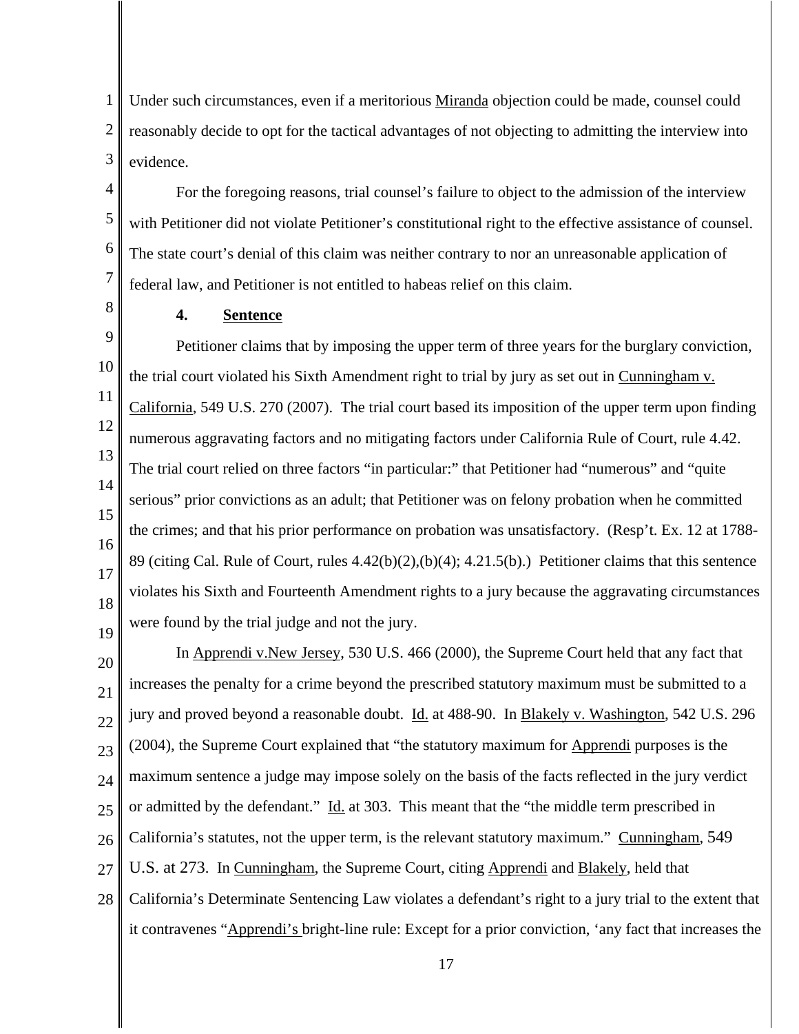Under such circumstances, even if a meritorious Miranda objection could be made, counsel could reasonably decide to opt for the tactical advantages of not objecting to admitting the interview into evidence.

For the foregoing reasons, trial counsel's failure to object to the admission of the interview with Petitioner did not violate Petitioner's constitutional right to the effective assistance of counsel. The state court's denial of this claim was neither contrary to nor an unreasonable application of federal law, and Petitioner is not entitled to habeas relief on this claim.

**4. Sentence**

Petitioner claims that by imposing the upper term of three years for the burglary conviction, the trial court violated his Sixth Amendment right to trial by jury as set out in Cunningham v. California, 549 U.S. 270 (2007). The trial court based its imposition of the upper term upon finding numerous aggravating factors and no mitigating factors under California Rule of Court, rule 4.42. The trial court relied on three factors "in particular:" that Petitioner had "numerous" and "quite serious" prior convictions as an adult; that Petitioner was on felony probation when he committed the crimes; and that his prior performance on probation was unsatisfactory. (Resp't. Ex. 12 at 1788-89 (citing Cal. Rule of Court, rules 4.42(b)(2),(b)(4); 4.21.5(b).) Petitioner claims that this sentence violates his Sixth and Fourteenth Amendment rights to a jury because the aggravating circumstances were found by the trial judge and not the jury.

In Apprendi v.New Jersey, 530 U.S. 466 (2000), the Supreme Court held that any fact that increases the penalty for a crime beyond the prescribed statutory maximum must be submitted to a jury and proved beyond a reasonable doubt. Id. at 488-90. In Blakely v. Washington, 542 U.S. 296 (2004), the Supreme Court explained that "the statutory maximum for Apprendi purposes is the maximum sentence a judge may impose solely on the basis of the facts reflected in the jury verdict or admitted by the defendant." Id. at 303. This meant that the "the middle term prescribed in California's statutes, not the upper term, is the relevant statutory maximum." Cunningham, 549 U.S. at 273. In Cunningham, the Supreme Court, citing Apprendi and Blakely, held that California's Determinate Sentencing Law violates a defendant's right to a jury trial to the extent that it contravenes "Apprendi's bright-line rule: Except for a prior conviction, 'any fact that increases the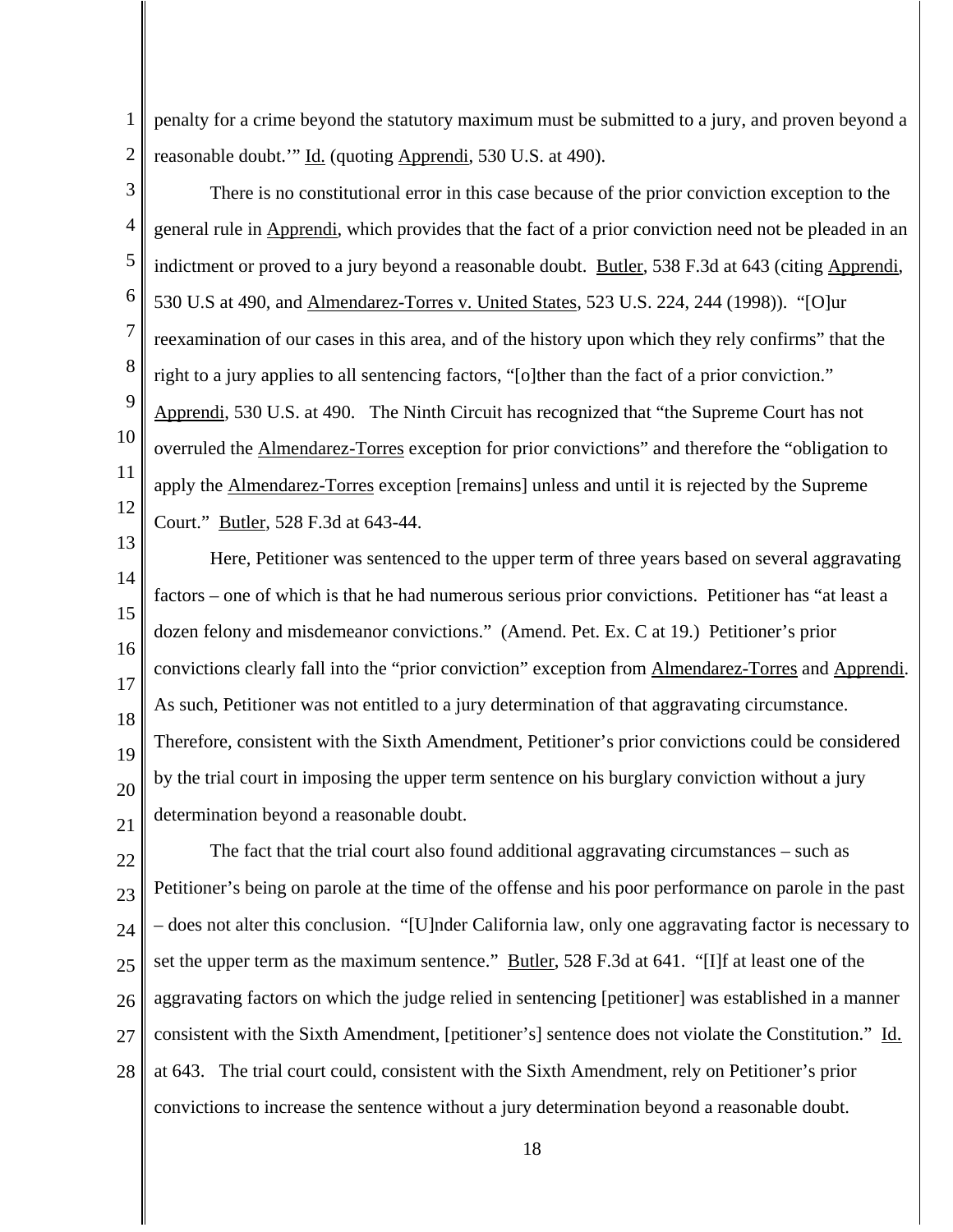penalty for a crime beyond the statutory maximum must be submitted to a jury, and proven beyond a reasonable doubt.'" Id. (quoting Apprendi, 530 U.S. at 490).

There is no constitutional error in this case because of the prior conviction exception to the general rule in Apprendi, which provides that the fact of a prior conviction need not be pleaded in an indictment or proved to a jury beyond a reasonable doubt. Butler, 538 F.3d at 643 (citing Apprendi, 530 U.S at 490, and Almendarez-Torres v. United States, 523 U.S. 224, 244 (1998)). "[O]ur reexamination of our cases in this area, and of the history upon which they rely confirms" that the right to a jury applies to all sentencing factors, "[o]ther than the fact of a prior conviction." Apprendi, 530 U.S. at 490. The Ninth Circuit has recognized that "the Supreme Court has not overruled the Almendarez-Torres exception for prior convictions" and therefore the "obligation to apply the Almendarez-Torres exception [remains] unless and until it is rejected by the Supreme Court." Butler, 528 F.3d at 643-44.

Here, Petitioner was sentenced to the upper term of three years based on several aggravating factors – one of which is that he had numerous serious prior convictions. Petitioner has "at least a dozen felony and misdemeanor convictions." (Amend. Pet. Ex. C at 19.) Petitioner's prior convictions clearly fall into the "prior conviction" exception from Almendarez-Torres and Apprendi. As such, Petitioner was not entitled to a jury determination of that aggravating circumstance. Therefore, consistent with the Sixth Amendment, Petitioner's prior convictions could be considered by the trial court in imposing the upper term sentence on his burglary conviction without a jury determination beyond a reasonable doubt.

The fact that the trial court also found additional aggravating circumstances – such as Petitioner's being on parole at the time of the offense and his poor performance on parole in the past – does not alter this conclusion. "[U]nder California law, only one aggravating factor is necessary to set the upper term as the maximum sentence." Butler, 528 F.3d at 641. "[I]f at least one of the aggravating factors on which the judge relied in sentencing [petitioner] was established in a manner consistent with the Sixth Amendment, [petitioner's] sentence does not violate the Constitution." Id. at 643. The trial court could, consistent with the Sixth Amendment, rely on Petitioner's prior convictions to increase the sentence without a jury determination beyond a reasonable doubt.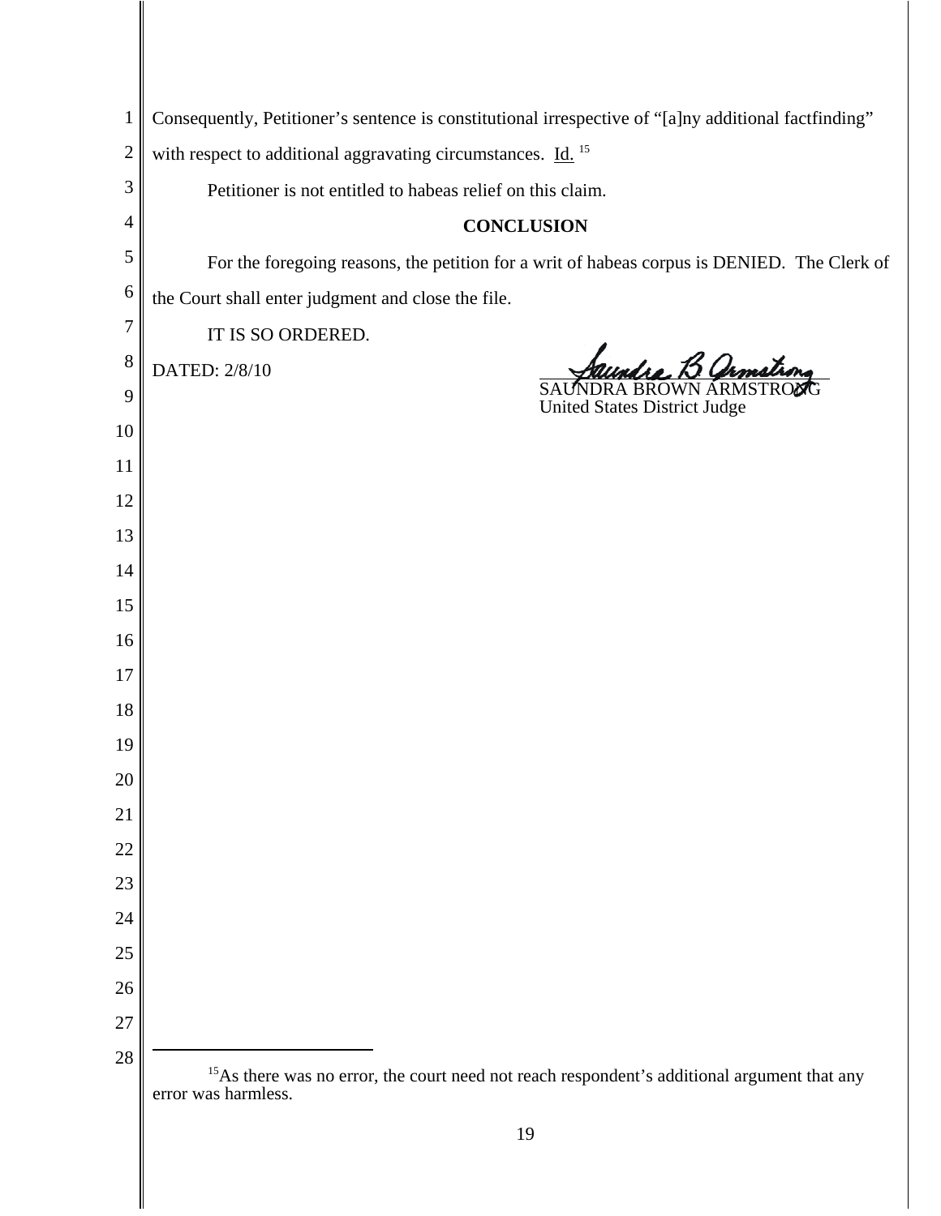Consequently, Petitioner's sentence is constitutional irrespective of "[a]ny additional factfinding" with respect to additional aggravating circumstances. Id. [15]

Petitioner is not entitled to habeas relief on this claim.

**CONCLUSION**

For the foregoing reasons, the petition for a writ of habeas corpus is DENIED. The Clerk of the Court shall enter judgment and close the file.

IT IS SO ORDERED.

DATED: 2/8/10

SAUNDRA BROWN ARMSTRONG
United States District Judge

---

[15] As there was no error, the court need not reach respondent's additional argument that any error was harmless.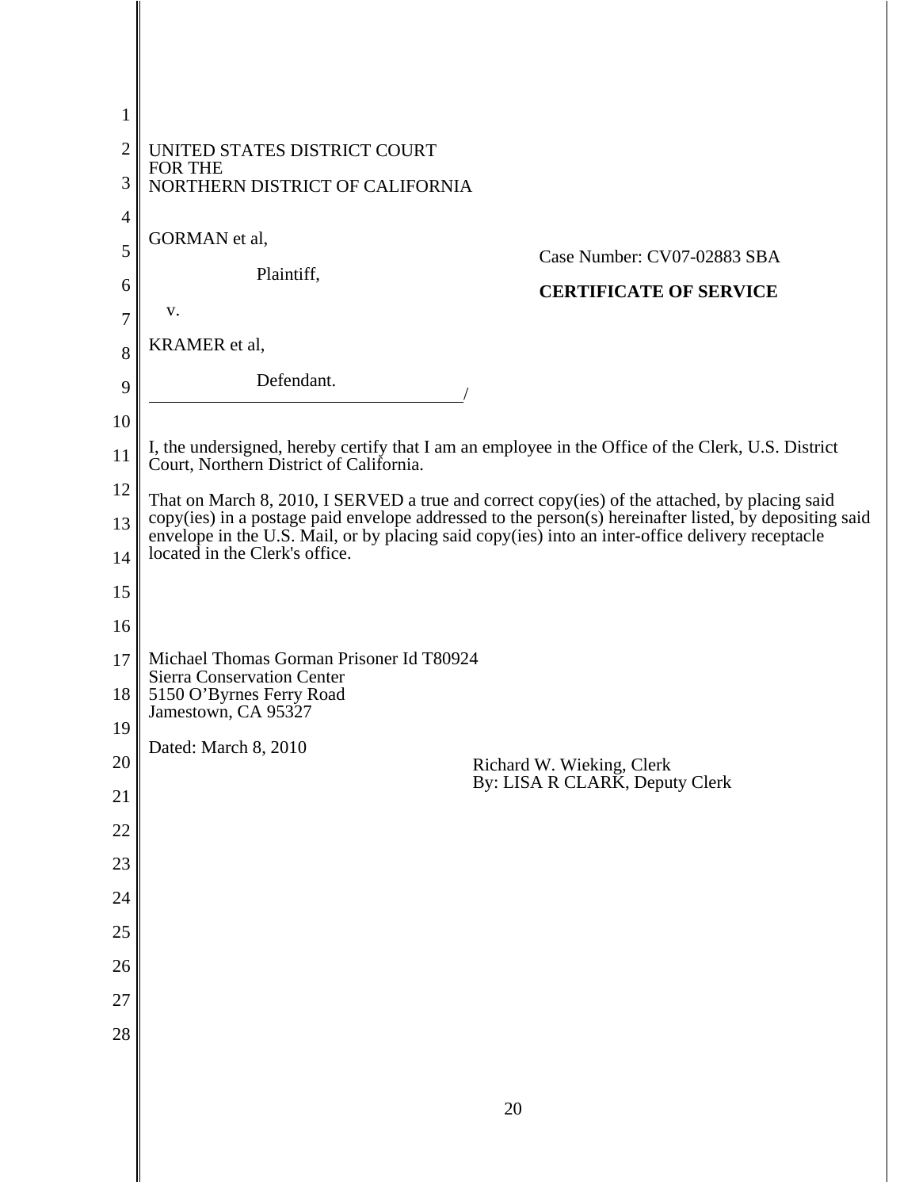UNITED STATES DISTRICT COURT
FOR THE
NORTHERN DISTRICT OF CALIFORNIA

GORMAN et al,

Plaintiff,

v.

KRAMER et al,

Defendant.
/

Case Number: CV07-02883 SBA

**CERTIFICATE OF SERVICE**

I, the undersigned, hereby certify that I am an employee in the Office of the Clerk, U.S. District Court, Northern District of California.

That on March 8, 2010, I SERVED a true and correct copy(ies) of the attached, by placing said copy(ies) in a postage paid envelope addressed to the person(s) hereinafter listed, by depositing said envelope in the U.S. Mail, or by placing said copy(ies) into an inter-office delivery receptacle located in the Clerk's office.

Michael Thomas Gorman Prisoner Id T80924
Sierra Conservation Center
5150 O'Byrnes Ferry Road
Jamestown, CA 95327

Dated: March 8, 2010

Richard W. Wieking, Clerk
By: LISA R CLARK, Deputy Clerk